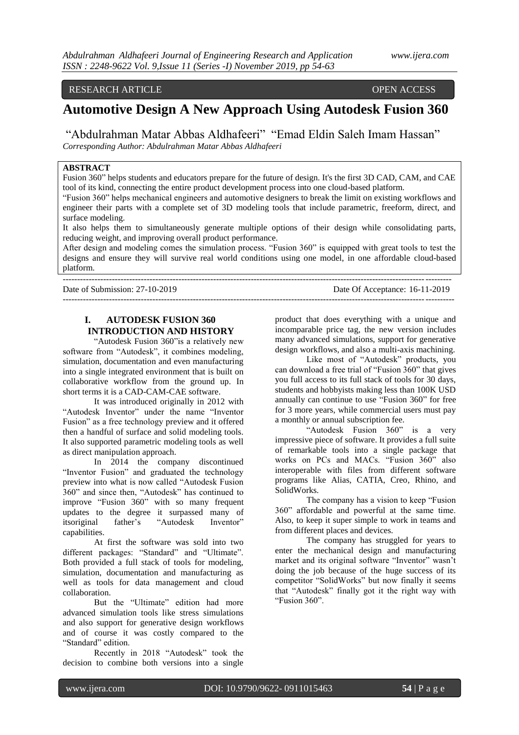RESEARCH ARTICLE OPEN ACCESS

# Automotive Design A New Approach Using Autodesk Fusion 360

"Abdulrahman Matar Abbas Aldhafeeri" "Emad Eldin Saleh Imam Hassan"

*Corresponding Author: Abdulrahman Matar Abbas Aldhafeeri*

**ABSTRACT**

Fusion 360" helps students and educators prepare for the future of design. It's the first 3D CAD, CAM, and CAE tool of its kind, connecting the entire product development process into one cloud-based platform.

"Fusion 360" helps mechanical engineers and automotive designers to break the limit on existing workflows and engineer their parts with a complete set of 3D modeling tools that include parametric, freeform, direct, and surface modeling.

It also helps them to simultaneously generate multiple options of their design while consolidating parts, reducing weight, and improving overall product performance.

After design and modeling comes the simulation process. "Fusion 360" is equipped with great tools to test the designs and ensure they will survive real world conditions using one model, in one affordable cloud-based platform.

---

Date of Submission: 27-10-2019 Date Of Acceptance: 16-11-2019

---

## I. AUTODESK FUSION 360 INTRODUCTION AND HISTORY

"Autodesk Fusion 360"is a relatively new software from "Autodesk", it combines modeling, simulation, documentation and even manufacturing into a single integrated environment that is built on collaborative workflow from the ground up. In short terms it is a CAD-CAM-CAE software.

It was introduced originally in 2012 with "Autodesk Inventor" under the name "Inventor Fusion" as a free technology preview and it offered then a handful of surface and solid modeling tools. It also supported parametric modeling tools as well as direct manipulation approach.

In 2014 the company discontinued "Inventor Fusion" and graduated the technology preview into what is now called "Autodesk Fusion 360" and since then, "Autodesk" has continued to improve "Fusion 360" with so many frequent updates to the degree it surpassed many of itsoriginal father's "Autodesk Inventor" capabilities.

At first the software was sold into two different packages: "Standard" and "Ultimate". Both provided a full stack of tools for modeling, simulation, documentation and manufacturing as well as tools for data management and cloud collaboration.

But the "Ultimate" edition had more advanced simulation tools like stress simulations and also support for generative design workflows and of course it was costly compared to the "Standard" edition.

Recently in 2018 "Autodesk" took the decision to combine both versions into a single product that does everything with a unique and incomparable price tag, the new version includes many advanced simulations, support for generative design workflows, and also a multi-axis machining.

Like most of "Autodesk" products, you can download a free trial of "Fusion 360" that gives you full access to its full stack of tools for 30 days, students and hobbyists making less than 100K USD annually can continue to use "Fusion 360" for free for 3 more years, while commercial users must pay a monthly or annual subscription fee.

"Autodesk Fusion 360" is a very impressive piece of software. It provides a full suite of remarkable tools into a single package that works on PCs and MACs. "Fusion 360" also interoperable with files from different software programs like Alias, CATIA, Creo, Rhino, and SolidWorks.

The company has a vision to keep "Fusion 360" affordable and powerful at the same time. Also, to keep it super simple to work in teams and from different places and devices.

The company has struggled for years to enter the mechanical design and manufacturing market and its original software "Inventor" wasn't doing the job because of the huge success of its competitor "SolidWorks" but now finally it seems that "Autodesk" finally got it the right way with "Fusion 360".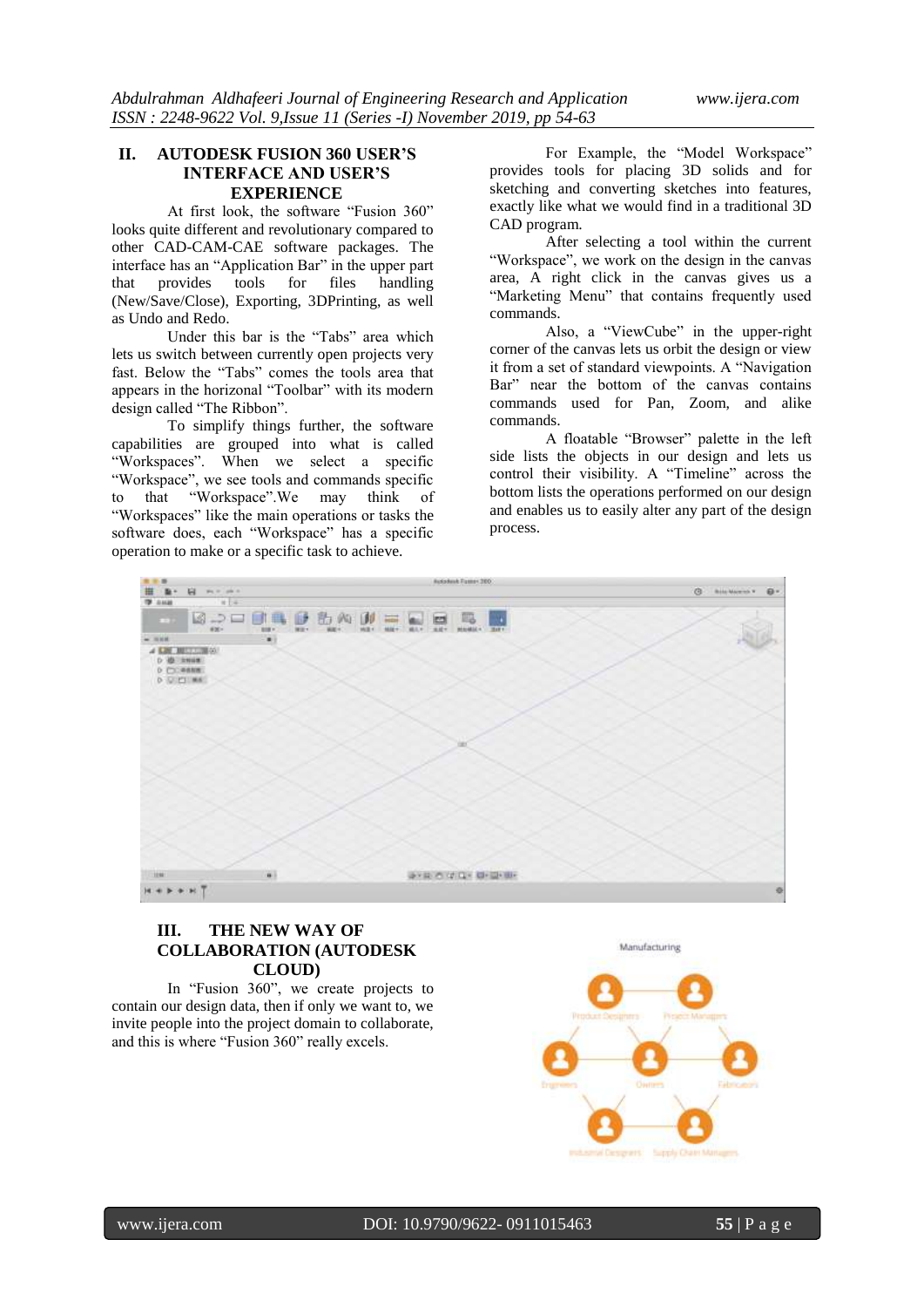## II. AUTODESK FUSION 360 USER'S INTERFACE AND USER'S EXPERIENCE

At first look, the software "Fusion 360" looks quite different and revolutionary compared to other CAD-CAM-CAE software packages. The interface has an "Application Bar" in the upper part that provides tools for files handling (New/Save/Close), Exporting, 3DPrinting, as well as Undo and Redo.

Under this bar is the "Tabs" area which lets us switch between currently open projects very fast. Below the "Tabs" comes the tools area that appears in the horizonal "Toolbar" with its modern design called "The Ribbon".

To simplify things further, the software capabilities are grouped into what is called "Workspaces". When we select a specific "Workspace", we see tools and commands specific to that "Workspace".We may think of "Workspaces" like the main operations or tasks the software does, each "Workspace" has a specific operation to make or a specific task to achieve.

For Example, the "Model Workspace" provides tools for placing 3D solids and for sketching and converting sketches into features, exactly like what we would find in a traditional 3D CAD program.

After selecting a tool within the current "Workspace", we work on the design in the canvas area, A right click in the canvas gives us a "Marketing Menu" that contains frequently used commands.

Also, a "ViewCube" in the upper-right corner of the canvas lets us orbit the design or view it from a set of standard viewpoints. A "Navigation Bar" near the bottom of the canvas contains commands used for Pan, Zoom, and alike commands.

A floatable "Browser" palette in the left side lists the objects in our design and lets us control their visibility. A "Timeline" across the bottom lists the operations performed on our design and enables us to easily alter any part of the design process.

## III. THE NEW WAY OF COLLABORATION (AUTODESK CLOUD)

In "Fusion 360", we create projects to contain our design data, then if only we want to, we invite people into the project domain to collaborate, and this is where "Fusion 360" really excels.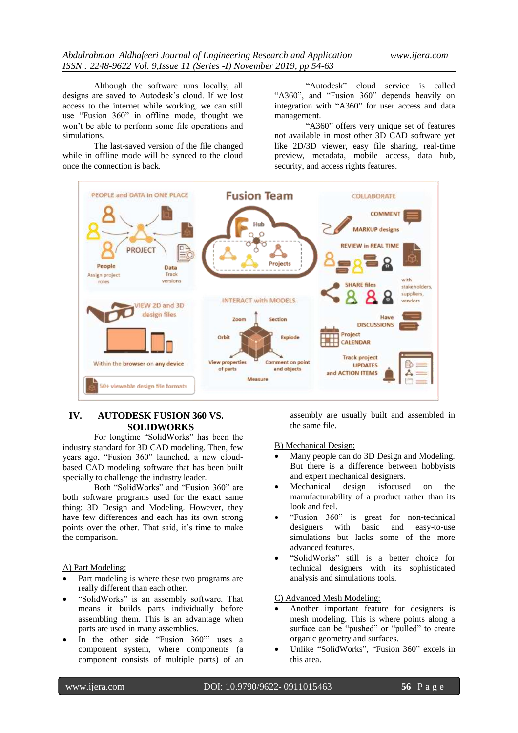Although the software runs locally, all designs are saved to Autodesk's cloud. If we lost access to the internet while working, we can still use "Fusion 360" in offline mode, thought we won't be able to perform some file operations and simulations.

The last-saved version of the file changed while in offline mode will be synced to the cloud once the connection is back.

"Autodesk" cloud service is called "A360", and "Fusion 360" depends heavily on integration with "A360" for user access and data management.

"A360" offers very unique set of features not available in most other 3D CAD software yet like 2D/3D viewer, easy file sharing, real-time preview, metadata, mobile access, data hub, security, and access rights features.

## IV. AUTODESK FUSION 360 VS. SOLIDWORKS

For longtime "SolidWorks" has been the industry standard for 3D CAD modeling. Then, few years ago, "Fusion 360" launched, a new cloud-based CAD modeling software that has been built specially to challenge the industry leader.

Both "SolidWorks" and "Fusion 360" are both software programs used for the exact same thing: 3D Design and Modeling. However, they have few differences and each has its own strong points over the other. That said, it's time to make the comparison.

A) Part Modeling:

- Part modeling is where these two programs are really different than each other.
- "SolidWorks" is an assembly software. That means it builds parts individually before assembling them. This is an advantage when parts are used in many assemblies.
- In the other side "Fusion 360"' uses a component system, where components (a component consists of multiple parts) of an assembly are usually built and assembled in the same file.

B) Mechanical Design:

- Many people can do 3D Design and Modeling. But there is a difference between hobbyists and expert mechanical designers.
- Mechanical design isfocused on the manufacturability of a product rather than its look and feel.
- "Fusion 360" is great for non-technical designers with basic and easy-to-use simulations but lacks some of the more advanced features.
- "SolidWorks" still is a better choice for technical designers with its sophisticated analysis and simulations tools.

C) Advanced Mesh Modeling:

- Another important feature for designers is mesh modeling. This is where points along a surface can be "pushed" or "pulled" to create organic geometry and surfaces.
- Unlike "SolidWorks", "Fusion 360" excels in this area.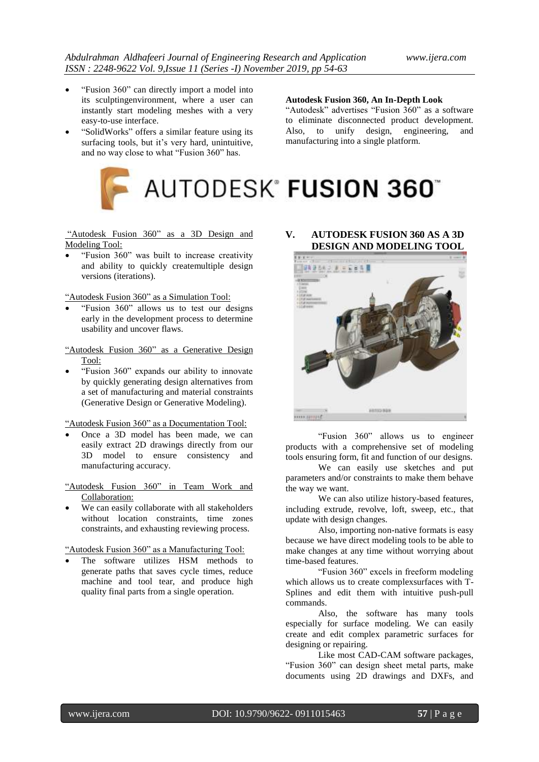- "Fusion 360" can directly import a model into its sculptingenvironment, where a user can instantly start modeling meshes with a very easy-to-use interface.
- "SolidWorks" offers a similar feature using its surfacing tools, but it's very hard, unintuitive, and no way close to what "Fusion 360" has.

**Autodesk Fusion 360, An In-Depth Look**

"Autodesk" advertises "Fusion 360" as a software to eliminate disconnected product development. Also, to unify design, engineering, and manufacturing into a single platform.

AUTODESK® FUSION 360™

"Autodesk Fusion 360" as a 3D Design and Modeling Tool:

- "Fusion 360" was built to increase creativity and ability to quickly createmultiple design versions (iterations).

"Autodesk Fusion 360" as a Simulation Tool:

- "Fusion 360" allows us to test our designs early in the development process to determine usability and uncover flaws.

"Autodesk Fusion 360" as a Generative Design Tool:

- "Fusion 360" expands our ability to innovate by quickly generating design alternatives from a set of manufacturing and material constraints (Generative Design or Generative Modeling).

"Autodesk Fusion 360" as a Documentation Tool:

- Once a 3D model has been made, we can easily extract 2D drawings directly from our 3D model to ensure consistency and manufacturing accuracy.

"Autodesk Fusion 360" in Team Work and Collaboration:

- We can easily collaborate with all stakeholders without location constraints, time zones constraints, and exhausting reviewing process.

"Autodesk Fusion 360" as a Manufacturing Tool:

- The software utilizes HSM methods to generate paths that saves cycle times, reduce machine and tool tear, and produce high quality final parts from a single operation.

## V. AUTODESK FUSION 360 AS A 3D DESIGN AND MODELING TOOL

"Fusion 360" allows us to engineer products with a comprehensive set of modeling tools ensuring form, fit and function of our designs.

We can easily use sketches and put parameters and/or constraints to make them behave the way we want.

We can also utilize history-based features, including extrude, revolve, loft, sweep, etc., that update with design changes.

Also, importing non-native formats is easy because we have direct modeling tools to be able to make changes at any time without worrying about time-based features.

"Fusion 360" excels in freeform modeling which allows us to create complexsurfaces with T-Splines and edit them with intuitive push-pull commands.

Also, the software has many tools especially for surface modeling. We can easily create and edit complex parametric surfaces for designing or repairing.

Like most CAD-CAM software packages, "Fusion 360" can design sheet metal parts, make documents using 2D drawings and DXFs, and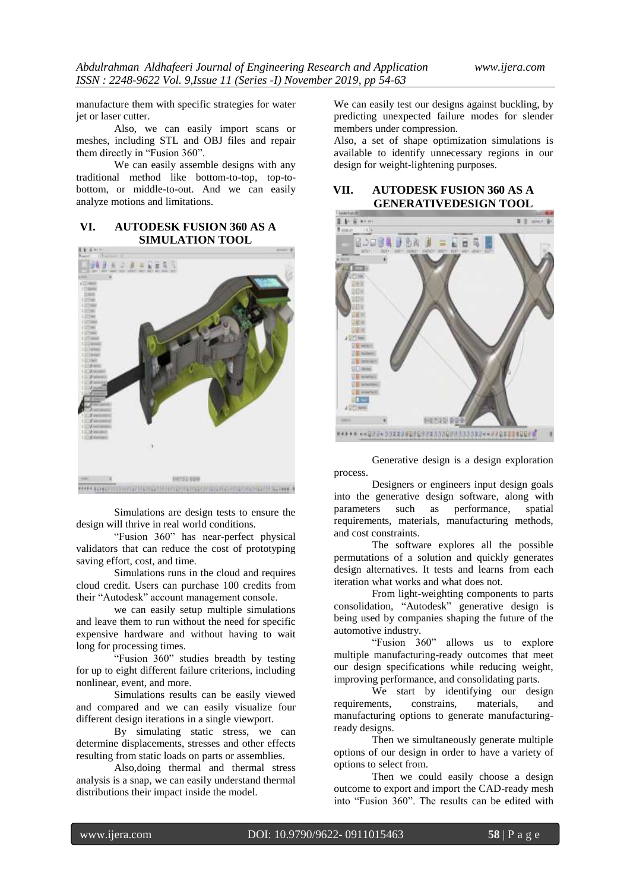manufacture them with specific strategies for water jet or laser cutter.

Also, we can easily import scans or meshes, including STL and OBJ files and repair them directly in "Fusion 360".

We can easily assemble designs with any traditional method like bottom-to-top, top-to-bottom, or middle-to-out. And we can easily analyze motions and limitations.

## VI. AUTODESK FUSION 360 AS A SIMULATION TOOL

Simulations are design tests to ensure the design will thrive in real world conditions.

"Fusion 360" has near-perfect physical validators that can reduce the cost of prototyping saving effort, cost, and time.

Simulations runs in the cloud and requires cloud credit. Users can purchase 100 credits from their "Autodesk" account management console.

we can easily setup multiple simulations and leave them to run without the need for specific expensive hardware and without having to wait long for processing times.

"Fusion 360" studies breadth by testing for up to eight different failure criterions, including nonlinear, event, and more.

Simulations results can be easily viewed and compared and we can easily visualize four different design iterations in a single viewport.

By simulating static stress, we can determine displacements, stresses and other effects resulting from static loads on parts or assemblies.

Also,doing thermal and thermal stress analysis is a snap, we can easily understand thermal distributions their impact inside the model.

We can easily test our designs against buckling, by predicting unexpected failure modes for slender members under compression.

Also, a set of shape optimization simulations is available to identify unnecessary regions in our design for weight-lightening purposes.

## VII. AUTODESK FUSION 360 AS A GENERATIVEDESIGN TOOL

Generative design is a design exploration process.

Designers or engineers input design goals into the generative design software, along with parameters such as performance, spatial requirements, materials, manufacturing methods, and cost constraints.

The software explores all the possible permutations of a solution and quickly generates design alternatives. It tests and learns from each iteration what works and what does not.

From light-weighting components to parts consolidation, "Autodesk" generative design is being used by companies shaping the future of the automotive industry.

"Fusion 360" allows us to explore multiple manufacturing-ready outcomes that meet our design specifications while reducing weight, improving performance, and consolidating parts.

We start by identifying our design requirements, constrains, materials, and manufacturing options to generate manufacturing-ready designs.

Then we simultaneously generate multiple options of our design in order to have a variety of options to select from.

Then we could easily choose a design outcome to export and import the CAD-ready mesh into "Fusion 360". The results can be edited with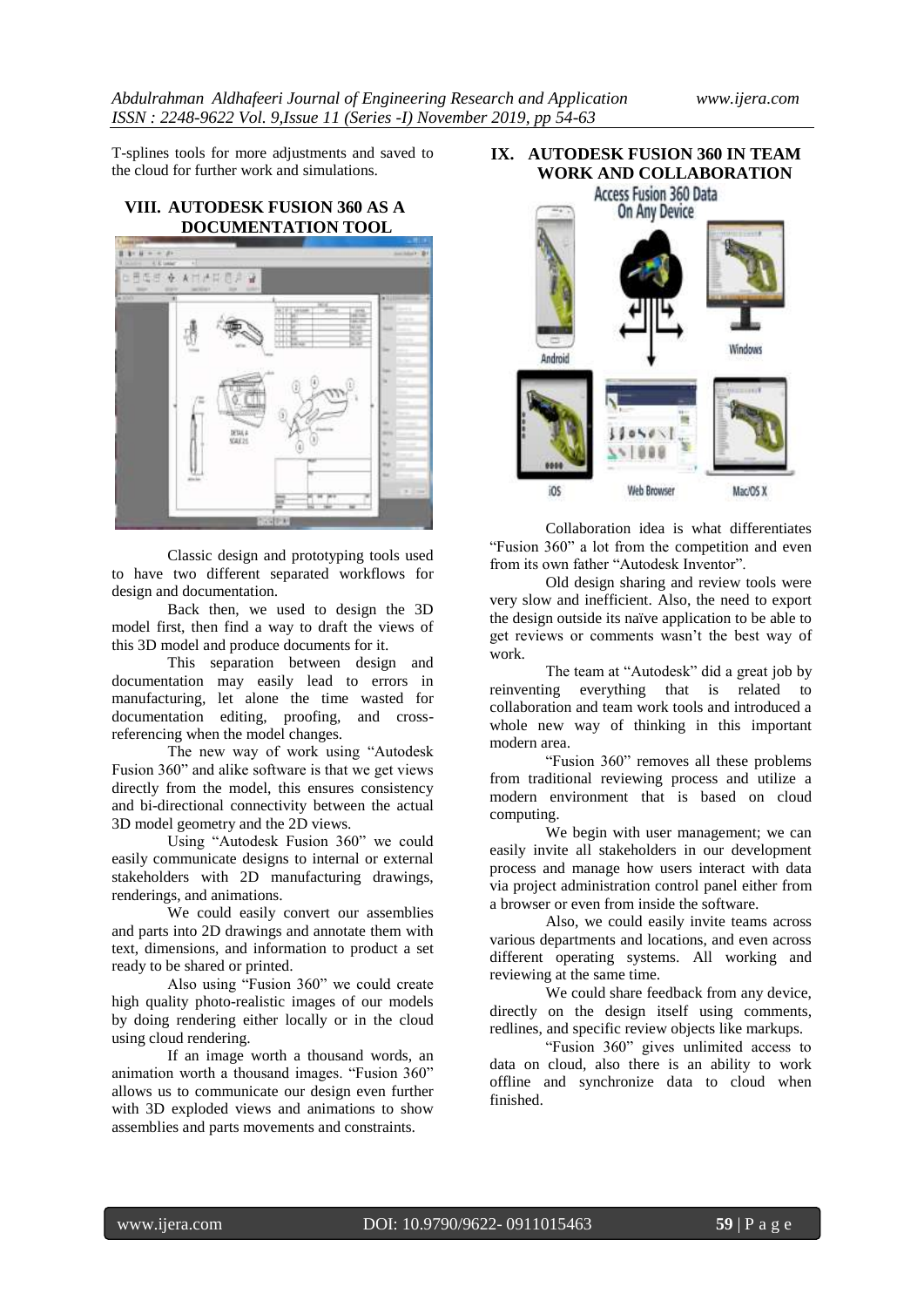T-splines tools for more adjustments and saved to the cloud for further work and simulations.

## VIII. AUTODESK FUSION 360 AS A DOCUMENTATION TOOL

Classic design and prototyping tools used to have two different separated workflows for design and documentation.

Back then, we used to design the 3D model first, then find a way to draft the views of this 3D model and produce documents for it.

This separation between design and documentation may easily lead to errors in manufacturing, let alone the time wasted for documentation editing, proofing, and cross-referencing when the model changes.

The new way of work using "Autodesk Fusion 360" and alike software is that we get views directly from the model, this ensures consistency and bi-directional connectivity between the actual 3D model geometry and the 2D views.

Using "Autodesk Fusion 360" we could easily communicate designs to internal or external stakeholders with 2D manufacturing drawings, renderings, and animations.

We could easily convert our assemblies and parts into 2D drawings and annotate them with text, dimensions, and information to product a set ready to be shared or printed.

Also using "Fusion 360" we could create high quality photo-realistic images of our models by doing rendering either locally or in the cloud using cloud rendering.

If an image worth a thousand words, an animation worth a thousand images. "Fusion 360" allows us to communicate our design even further with 3D exploded views and animations to show assemblies and parts movements and constraints.

## IX. AUTODESK FUSION 360 IN TEAM WORK AND COLLABORATION

Collaboration idea is what differentiates "Fusion 360" a lot from the competition and even from its own father "Autodesk Inventor".

Old design sharing and review tools were very slow and inefficient. Also, the need to export the design outside its naïve application to be able to get reviews or comments wasn't the best way of work.

The team at "Autodesk" did a great job by reinventing everything that is related to collaboration and team work tools and introduced a whole new way of thinking in this important modern area.

"Fusion 360" removes all these problems from traditional reviewing process and utilize a modern environment that is based on cloud computing.

We begin with user management; we can easily invite all stakeholders in our development process and manage how users interact with data via project administration control panel either from a browser or even from inside the software.

Also, we could easily invite teams across various departments and locations, and even across different operating systems. All working and reviewing at the same time.

We could share feedback from any device, directly on the design itself using comments, redlines, and specific review objects like markups.

"Fusion 360" gives unlimited access to data on cloud, also there is an ability to work offline and synchronize data to cloud when finished.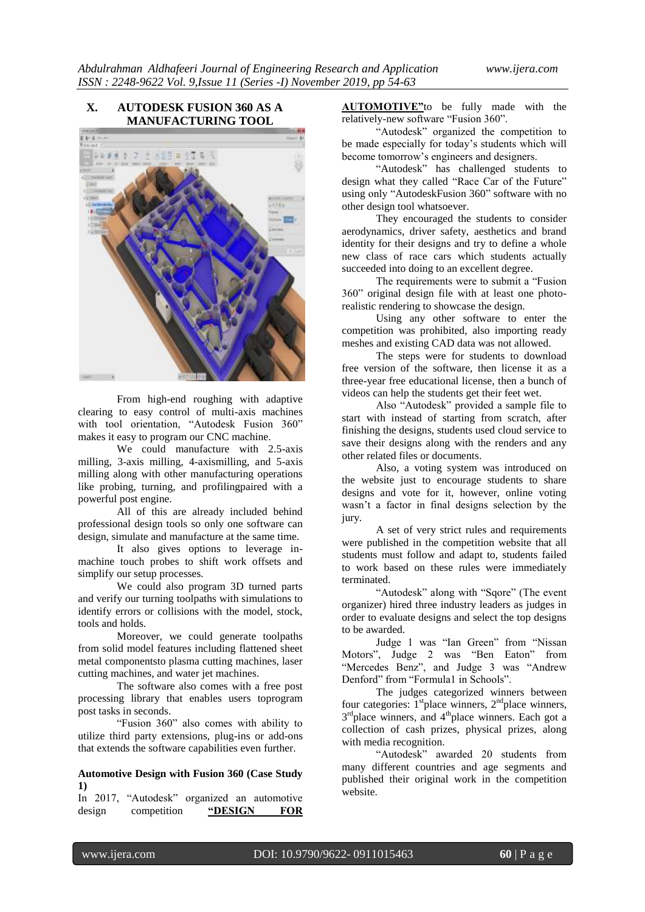## X. AUTODESK FUSION 360 AS A MANUFACTURING TOOL

From high-end roughing with adaptive clearing to easy control of multi-axis machines with tool orientation, "Autodesk Fusion 360" makes it easy to program our CNC machine.

We could manufacture with 2.5-axis milling, 3-axis milling, 4-axismilling, and 5-axis milling along with other manufacturing operations like probing, turning, and profilingpaired with a powerful post engine.

All of this are already included behind professional design tools so only one software can design, simulate and manufacture at the same time.

It also gives options to leverage in-machine touch probes to shift work offsets and simplify our setup processes.

We could also program 3D turned parts and verify our turning toolpaths with simulations to identify errors or collisions with the model, stock, tools and holds.

Moreover, we could generate toolpaths from solid model features including flattened sheet metal componentsto plasma cutting machines, laser cutting machines, and water jet machines.

The software also comes with a free post processing library that enables users toprogram post tasks in seconds.

"Fusion 360" also comes with ability to utilize third party extensions, plug-ins or add-ons that extends the software capabilities even further.

**Automotive Design with Fusion 360 (Case Study 1)**

In 2017, "Autodesk" organized an automotive design competition **"DESIGN FOR AUTOMOTIVE"**to be fully made with the relatively-new software "Fusion 360".

"Autodesk" organized the competition to be made especially for today's students which will become tomorrow's engineers and designers.

"Autodesk" has challenged students to design what they called "Race Car of the Future" using only "AutodeskFusion 360" software with no other design tool whatsoever.

They encouraged the students to consider aerodynamics, driver safety, aesthetics and brand identity for their designs and try to define a whole new class of race cars which students actually succeeded into doing to an excellent degree.

The requirements were to submit a "Fusion 360" original design file with at least one photo-realistic rendering to showcase the design.

Using any other software to enter the competition was prohibited, also importing ready meshes and existing CAD data was not allowed.

The steps were for students to download free version of the software, then license it as a three-year free educational license, then a bunch of videos can help the students get their feet wet.

Also "Autodesk" provided a sample file to start with instead of starting from scratch, after finishing the designs, students used cloud service to save their designs along with the renders and any other related files or documents.

Also, a voting system was introduced on the website just to encourage students to share designs and vote for it, however, online voting wasn't a factor in final designs selection by the jury.

A set of very strict rules and requirements were published in the competition website that all students must follow and adapt to, students failed to work based on these rules were immediately terminated.

"Autodesk" along with "Sqore" (The event organizer) hired three industry leaders as judges in order to evaluate designs and select the top designs to be awarded.

Judge 1 was "Ian Green" from "Nissan Motors", Judge 2 was "Ben Eaton" from "Mercedes Benz", and Judge 3 was "Andrew Denford" from "Formula1 in Schools".

The judges categorized winners between four categories: 1st place winners, 2nd place winners, 3rd place winners, and 4th place winners. Each got a collection of cash prizes, physical prizes, along with media recognition.

"Autodesk" awarded 20 students from many different countries and age segments and published their original work in the competition website.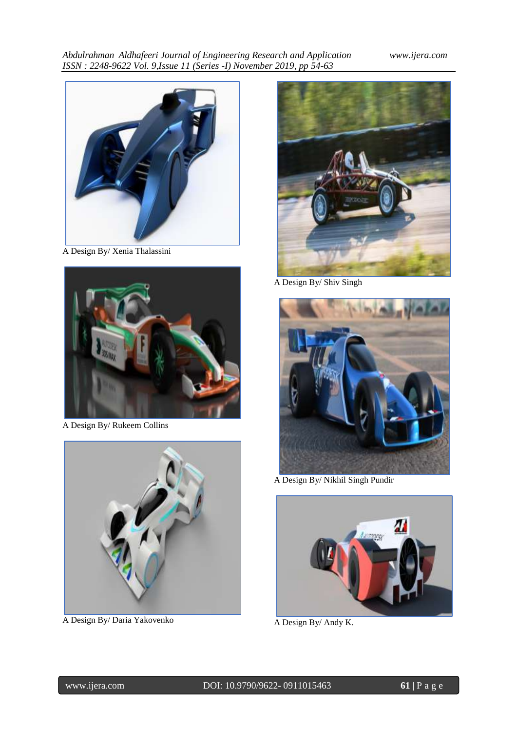A Design By/ Xenia Thalassini

A Design By/ Shiv Singh

A Design By/ Rukeem Collins

A Design By/ Nikhil Singh Pundir

A Design By/ Daria Yakovenko

A Design By/ Andy K.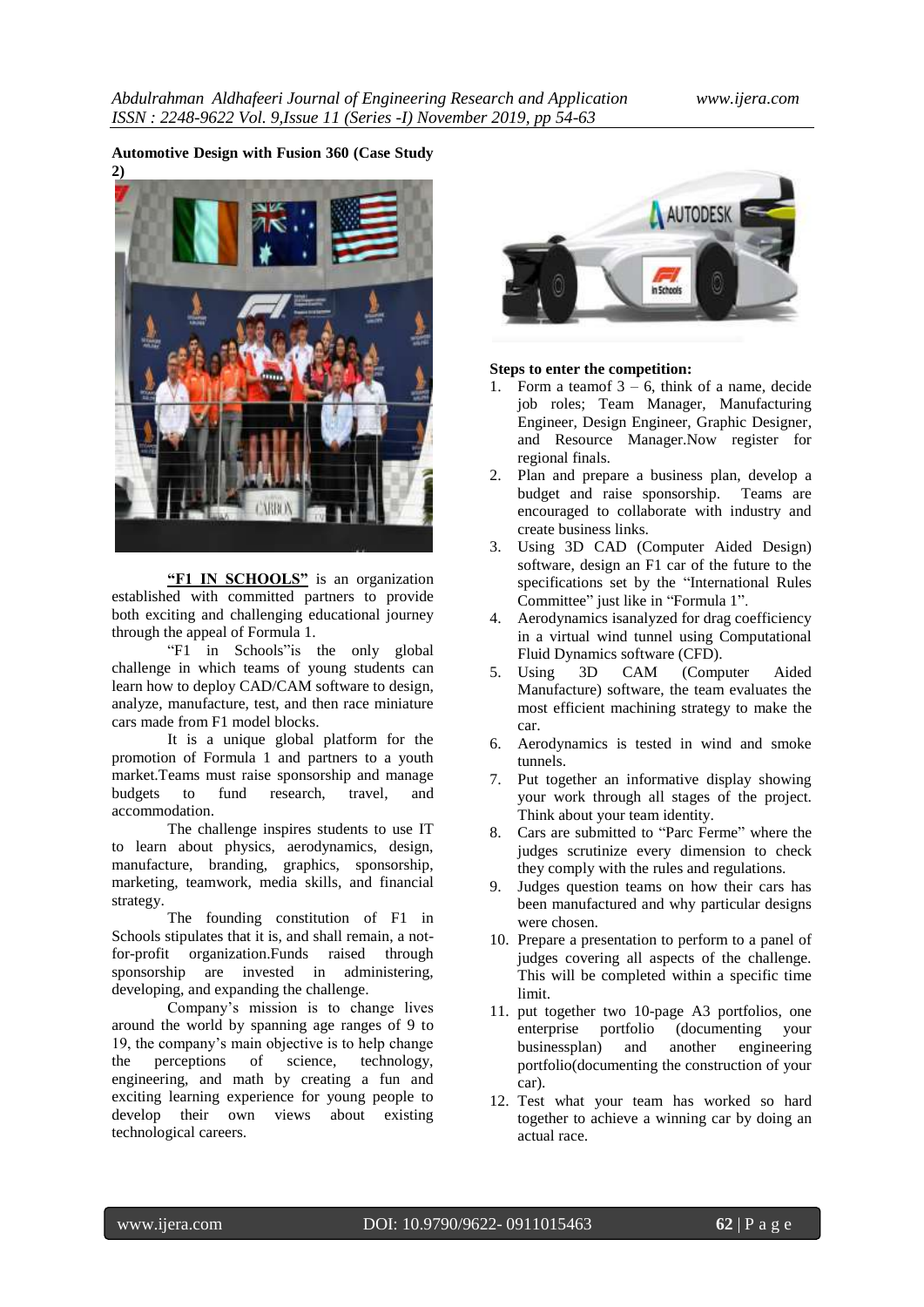**Automotive Design with Fusion 360 (Case Study 2)**

**"F1 IN SCHOOLS"** is an organization established with committed partners to provide both exciting and challenging educational journey through the appeal of Formula 1.

"F1 in Schools"is the only global challenge in which teams of young students can learn how to deploy CAD/CAM software to design, analyze, manufacture, test, and then race miniature cars made from F1 model blocks.

It is a unique global platform for the promotion of Formula 1 and partners to a youth market.Teams must raise sponsorship and manage budgets to fund research, travel, and accommodation.

The challenge inspires students to use IT to learn about physics, aerodynamics, design, manufacture, branding, graphics, sponsorship, marketing, teamwork, media skills, and financial strategy.

The founding constitution of F1 in Schools stipulates that it is, and shall remain, a not-for-profit organization.Funds raised through sponsorship are invested in administering, developing, and expanding the challenge.

Company's mission is to change lives around the world by spanning age ranges of 9 to 19, the company's main objective is to help change the perceptions of science, technology, engineering, and math by creating a fun and exciting learning experience for young people to develop their own views about existing technological careers.

**Steps to enter the competition:**

1. Form a teamof 3 – 6, think of a name, decide job roles; Team Manager, Manufacturing Engineer, Design Engineer, Graphic Designer, and Resource Manager.Now register for regional finals.
2. Plan and prepare a business plan, develop a budget and raise sponsorship. Teams are encouraged to collaborate with industry and create business links.
3. Using 3D CAD (Computer Aided Design) software, design an F1 car of the future to the specifications set by the "International Rules Committee" just like in "Formula 1".
4. Aerodynamics isanalyzed for drag coefficiency in a virtual wind tunnel using Computational Fluid Dynamics software (CFD).
5. Using 3D CAM (Computer Aided Manufacture) software, the team evaluates the most efficient machining strategy to make the car.
6. Aerodynamics is tested in wind and smoke tunnels.
7. Put together an informative display showing your work through all stages of the project. Think about your team identity.
8. Cars are submitted to "Parc Ferme" where the judges scrutinize every dimension to check they comply with the rules and regulations.
9. Judges question teams on how their cars has been manufactured and why particular designs were chosen.
10. Prepare a presentation to perform to a panel of judges covering all aspects of the challenge. This will be completed within a specific time limit.
11. put together two 10-page A3 portfolios, one enterprise portfolio (documenting your businessplan) and another engineering portfolio(documenting the construction of your car).
12. Test what your team has worked so hard together to achieve a winning car by doing an actual race.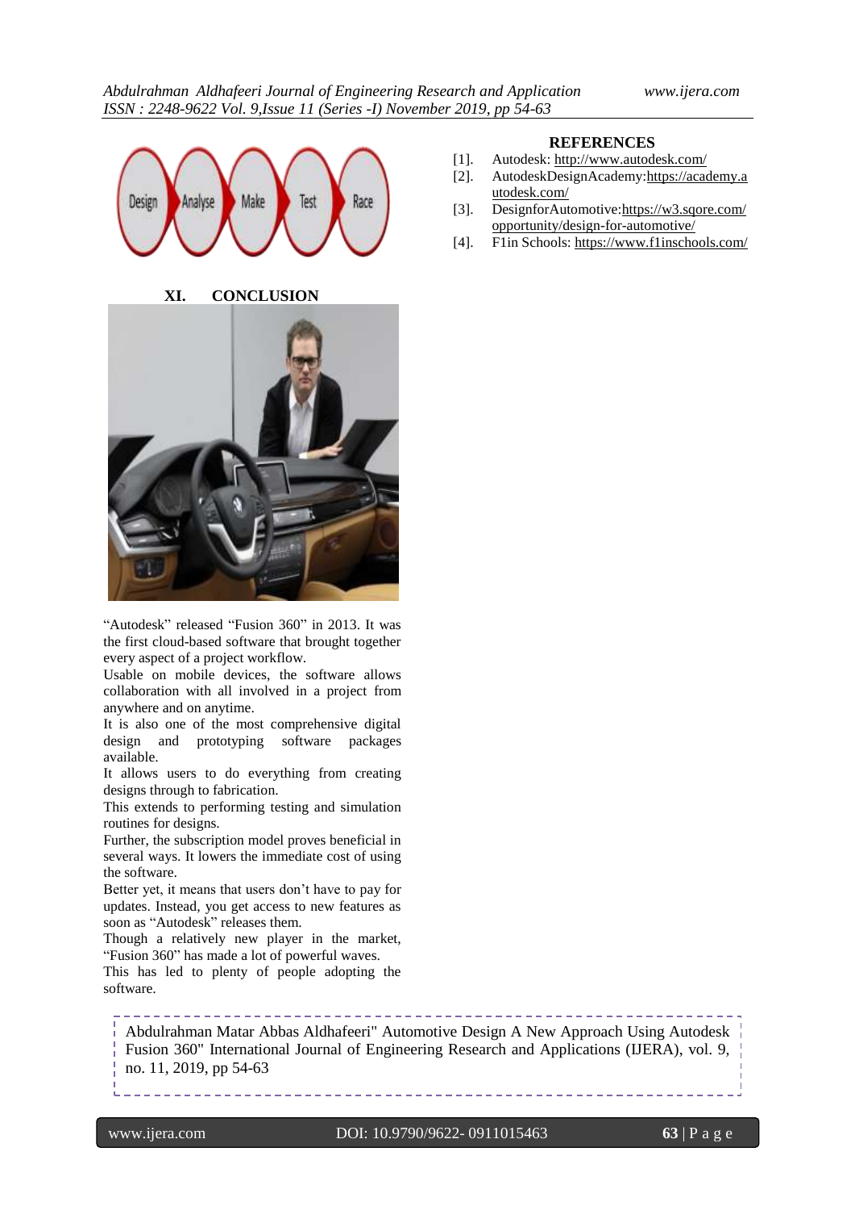Design Analyse Make Test Race

## XI. CONCLUSION

"Autodesk" released "Fusion 360" in 2013. It was the first cloud-based software that brought together every aspect of a project workflow.

Usable on mobile devices, the software allows collaboration with all involved in a project from anywhere and on anytime.

It is also one of the most comprehensive digital design and prototyping software packages available.

It allows users to do everything from creating designs through to fabrication.

This extends to performing testing and simulation routines for designs.

Further, the subscription model proves beneficial in several ways. It lowers the immediate cost of using the software.

Better yet, it means that users don't have to pay for updates. Instead, you get access to new features as soon as "Autodesk" releases them.

Though a relatively new player in the market, "Fusion 360" has made a lot of powerful waves.

This has led to plenty of people adopting the software.

## REFERENCES

[1]. Autodesk: http://www.autodesk.com/

[2]. AutodeskDesignAcademy:https://academy.autodesk.com/

[3]. DesignforAutomotive:https://w3.sqore.com/opportunity/design-for-automotive/

[4]. F1in Schools: https://www.f1inschools.com/

---

Abdulrahman Matar Abbas Aldhafeeri" Automotive Design A New Approach Using Autodesk Fusion 360" International Journal of Engineering Research and Applications (IJERA), vol. 9, no. 11, 2019, pp 54-63